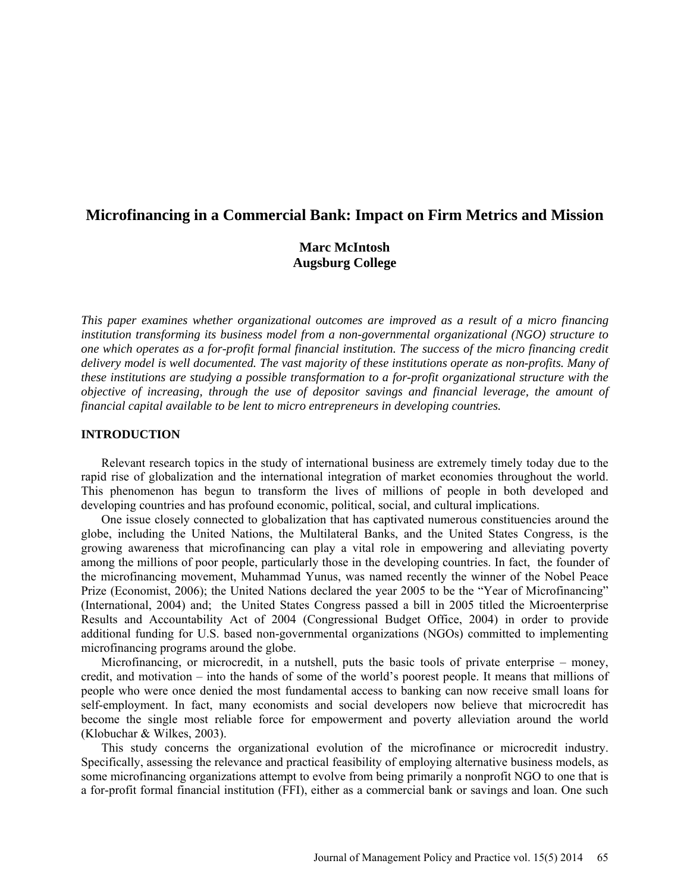# Microfinancing in a Commercial Bank: Impact on Firm Metrics and Mission

**Marc McIntosh**
**Augsburg College**

*This paper examines whether organizational outcomes are improved as a result of a micro financing institution transforming its business model from a non-governmental organizational (NGO) structure to one which operates as a for-profit formal financial institution. The success of the micro financing credit delivery model is well documented. The vast majority of these institutions operate as non-profits. Many of these institutions are studying a possible transformation to a for-profit organizational structure with the objective of increasing, through the use of depositor savings and financial leverage, the amount of financial capital available to be lent to micro entrepreneurs in developing countries.*

## INTRODUCTION

Relevant research topics in the study of international business are extremely timely today due to the rapid rise of globalization and the international integration of market economies throughout the world. This phenomenon has begun to transform the lives of millions of people in both developed and developing countries and has profound economic, political, social, and cultural implications.

One issue closely connected to globalization that has captivated numerous constituencies around the globe, including the United Nations, the Multilateral Banks, and the United States Congress, is the growing awareness that microfinancing can play a vital role in empowering and alleviating poverty among the millions of poor people, particularly those in the developing countries. In fact, the founder of the microfinancing movement, Muhammad Yunus, was named recently the winner of the Nobel Peace Prize (Economist, 2006); the United Nations declared the year 2005 to be the "Year of Microfinancing" (International, 2004) and; the United States Congress passed a bill in 2005 titled the Microenterprise Results and Accountability Act of 2004 (Congressional Budget Office, 2004) in order to provide additional funding for U.S. based non-governmental organizations (NGOs) committed to implementing microfinancing programs around the globe.

Microfinancing, or microcredit, in a nutshell, puts the basic tools of private enterprise – money, credit, and motivation – into the hands of some of the world's poorest people. It means that millions of people who were once denied the most fundamental access to banking can now receive small loans for self-employment. In fact, many economists and social developers now believe that microcredit has become the single most reliable force for empowerment and poverty alleviation around the world (Klobuchar & Wilkes, 2003).

This study concerns the organizational evolution of the microfinance or microcredit industry. Specifically, assessing the relevance and practical feasibility of employing alternative business models, as some microfinancing organizations attempt to evolve from being primarily a nonprofit NGO to one that is a for-profit formal financial institution (FFI), either as a commercial bank or savings and loan. One such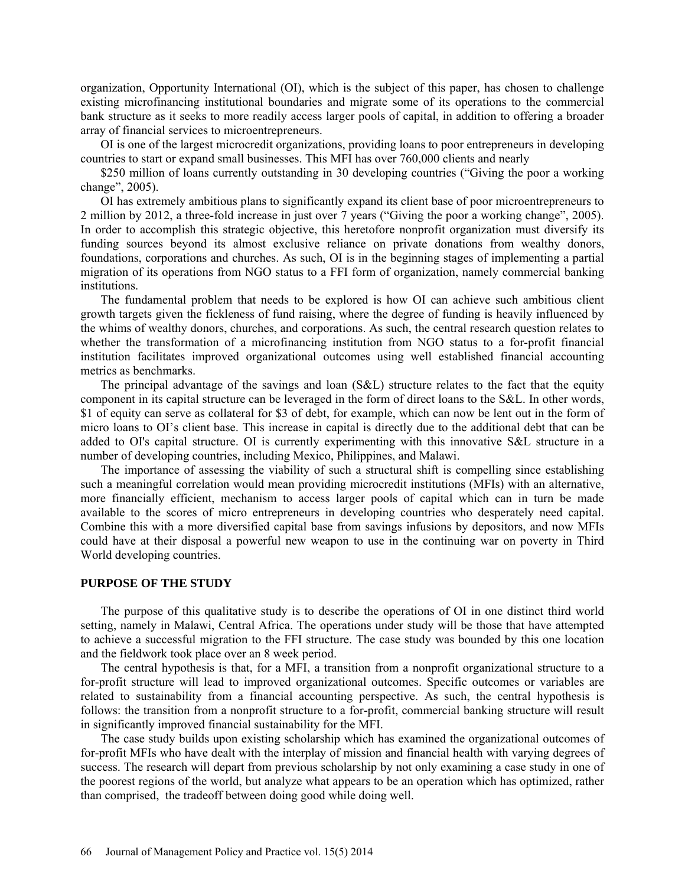organization, Opportunity International (OI), which is the subject of this paper, has chosen to challenge existing microfinancing institutional boundaries and migrate some of its operations to the commercial bank structure as it seeks to more readily access larger pools of capital, in addition to offering a broader array of financial services to microentrepreneurs.

OI is one of the largest microcredit organizations, providing loans to poor entrepreneurs in developing countries to start or expand small businesses. This MFI has over 760,000 clients and nearly

$250 million of loans currently outstanding in 30 developing countries ("Giving the poor a working change", 2005).

OI has extremely ambitious plans to significantly expand its client base of poor microentrepreneurs to 2 million by 2012, a three-fold increase in just over 7 years ("Giving the poor a working change", 2005). In order to accomplish this strategic objective, this heretofore nonprofit organization must diversify its funding sources beyond its almost exclusive reliance on private donations from wealthy donors, foundations, corporations and churches. As such, OI is in the beginning stages of implementing a partial migration of its operations from NGO status to a FFI form of organization, namely commercial banking institutions.

The fundamental problem that needs to be explored is how OI can achieve such ambitious client growth targets given the fickleness of fund raising, where the degree of funding is heavily influenced by the whims of wealthy donors, churches, and corporations. As such, the central research question relates to whether the transformation of a microfinancing institution from NGO status to a for-profit financial institution facilitates improved organizational outcomes using well established financial accounting metrics as benchmarks.

The principal advantage of the savings and loan (S&L) structure relates to the fact that the equity component in its capital structure can be leveraged in the form of direct loans to the S&L. In other words, $1 of equity can serve as collateral for $3 of debt, for example, which can now be lent out in the form of micro loans to OI's client base. This increase in capital is directly due to the additional debt that can be added to OI's capital structure. OI is currently experimenting with this innovative S&L structure in a number of developing countries, including Mexico, Philippines, and Malawi.

The importance of assessing the viability of such a structural shift is compelling since establishing such a meaningful correlation would mean providing microcredit institutions (MFIs) with an alternative, more financially efficient, mechanism to access larger pools of capital which can in turn be made available to the scores of micro entrepreneurs in developing countries who desperately need capital. Combine this with a more diversified capital base from savings infusions by depositors, and now MFIs could have at their disposal a powerful new weapon to use in the continuing war on poverty in Third World developing countries.

## PURPOSE OF THE STUDY

The purpose of this qualitative study is to describe the operations of OI in one distinct third world setting, namely in Malawi, Central Africa. The operations under study will be those that have attempted to achieve a successful migration to the FFI structure. The case study was bounded by this one location and the fieldwork took place over an 8 week period.

The central hypothesis is that, for a MFI, a transition from a nonprofit organizational structure to a for-profit structure will lead to improved organizational outcomes. Specific outcomes or variables are related to sustainability from a financial accounting perspective. As such, the central hypothesis is follows: the transition from a nonprofit structure to a for-profit, commercial banking structure will result in significantly improved financial sustainability for the MFI.

The case study builds upon existing scholarship which has examined the organizational outcomes of for-profit MFIs who have dealt with the interplay of mission and financial health with varying degrees of success. The research will depart from previous scholarship by not only examining a case study in one of the poorest regions of the world, but analyze what appears to be an operation which has optimized, rather than comprised, the tradeoff between doing good while doing well.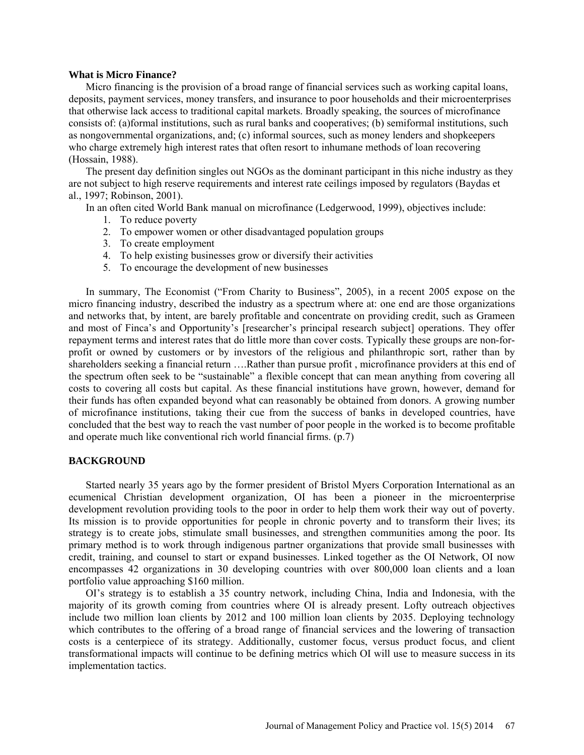**What is Micro Finance?**

Micro financing is the provision of a broad range of financial services such as working capital loans, deposits, payment services, money transfers, and insurance to poor households and their microenterprises that otherwise lack access to traditional capital markets. Broadly speaking, the sources of microfinance consists of: (a)formal institutions, such as rural banks and cooperatives; (b) semiformal institutions, such as nongovernmental organizations, and; (c) informal sources, such as money lenders and shopkeepers who charge extremely high interest rates that often resort to inhumane methods of loan recovering (Hossain, 1988).

The present day definition singles out NGOs as the dominant participant in this niche industry as they are not subject to high reserve requirements and interest rate ceilings imposed by regulators (Baydas et al., 1997; Robinson, 2001).

In an often cited World Bank manual on microfinance (Ledgerwood, 1999), objectives include:

1. To reduce poverty
2. To empower women or other disadvantaged population groups
3. To create employment
4. To help existing businesses grow or diversify their activities
5. To encourage the development of new businesses

In summary, The Economist ("From Charity to Business", 2005), in a recent 2005 expose on the micro financing industry, described the industry as a spectrum where at: one end are those organizations and networks that, by intent, are barely profitable and concentrate on providing credit, such as Grameen and most of Finca's and Opportunity's [researcher's principal research subject] operations. They offer repayment terms and interest rates that do little more than cover costs. Typically these groups are non-for-profit or owned by customers or by investors of the religious and philanthropic sort, rather than by shareholders seeking a financial return ….Rather than pursue profit , microfinance providers at this end of the spectrum often seek to be "sustainable" a flexible concept that can mean anything from covering all costs to covering all costs but capital. As these financial institutions have grown, however, demand for their funds has often expanded beyond what can reasonably be obtained from donors. A growing number of microfinance institutions, taking their cue from the success of banks in developed countries, have concluded that the best way to reach the vast number of poor people in the worked is to become profitable and operate much like conventional rich world financial firms. (p.7)

## BACKGROUND

Started nearly 35 years ago by the former president of Bristol Myers Corporation International as an ecumenical Christian development organization, OI has been a pioneer in the microenterprise development revolution providing tools to the poor in order to help them work their way out of poverty. Its mission is to provide opportunities for people in chronic poverty and to transform their lives; its strategy is to create jobs, stimulate small businesses, and strengthen communities among the poor. Its primary method is to work through indigenous partner organizations that provide small businesses with credit, training, and counsel to start or expand businesses. Linked together as the OI Network, OI now encompasses 42 organizations in 30 developing countries with over 800,000 loan clients and a loan portfolio value approaching $160 million.

OI's strategy is to establish a 35 country network, including China, India and Indonesia, with the majority of its growth coming from countries where OI is already present. Lofty outreach objectives include two million loan clients by 2012 and 100 million loan clients by 2035. Deploying technology which contributes to the offering of a broad range of financial services and the lowering of transaction costs is a centerpiece of its strategy. Additionally, customer focus, versus product focus, and client transformational impacts will continue to be defining metrics which OI will use to measure success in its implementation tactics.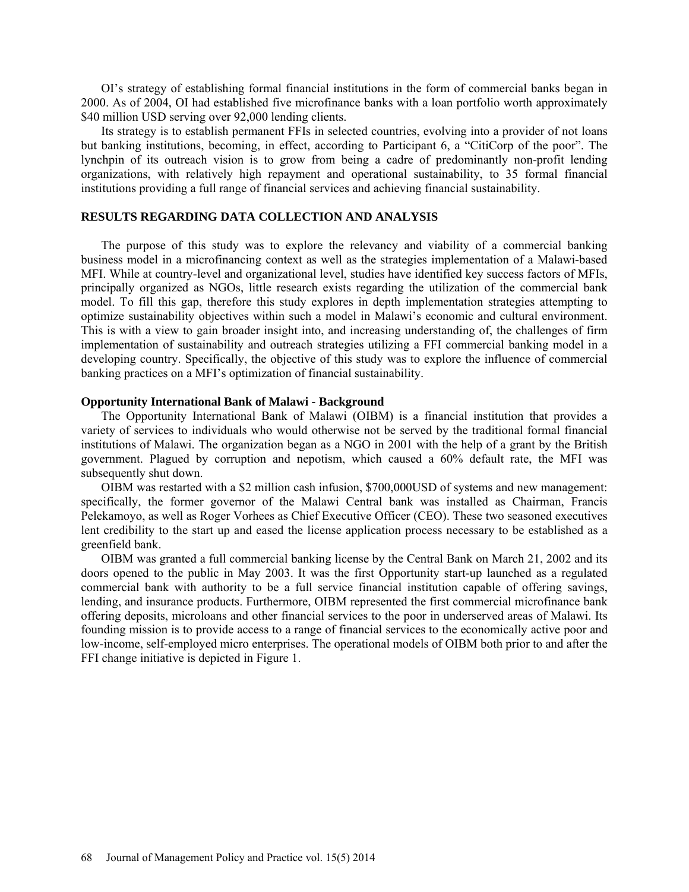OI's strategy of establishing formal financial institutions in the form of commercial banks began in 2000. As of 2004, OI had established five microfinance banks with a loan portfolio worth approximately $40 million USD serving over 92,000 lending clients.

Its strategy is to establish permanent FFIs in selected countries, evolving into a provider of not loans but banking institutions, becoming, in effect, according to Participant 6, a "CitiCorp of the poor". The lynchpin of its outreach vision is to grow from being a cadre of predominantly non-profit lending organizations, with relatively high repayment and operational sustainability, to 35 formal financial institutions providing a full range of financial services and achieving financial sustainability.

## RESULTS REGARDING DATA COLLECTION AND ANALYSIS

The purpose of this study was to explore the relevancy and viability of a commercial banking business model in a microfinancing context as well as the strategies implementation of a Malawi-based MFI. While at country-level and organizational level, studies have identified key success factors of MFIs, principally organized as NGOs, little research exists regarding the utilization of the commercial bank model. To fill this gap, therefore this study explores in depth implementation strategies attempting to optimize sustainability objectives within such a model in Malawi's economic and cultural environment. This is with a view to gain broader insight into, and increasing understanding of, the challenges of firm implementation of sustainability and outreach strategies utilizing a FFI commercial banking model in a developing country. Specifically, the objective of this study was to explore the influence of commercial banking practices on a MFI's optimization of financial sustainability.

### Opportunity International Bank of Malawi - Background

The Opportunity International Bank of Malawi (OIBM) is a financial institution that provides a variety of services to individuals who would otherwise not be served by the traditional formal financial institutions of Malawi. The organization began as a NGO in 2001 with the help of a grant by the British government. Plagued by corruption and nepotism, which caused a 60% default rate, the MFI was subsequently shut down.

OIBM was restarted with a $2 million cash infusion, $700,000USD of systems and new management: specifically, the former governor of the Malawi Central bank was installed as Chairman, Francis Pelekamoyo, as well as Roger Vorhees as Chief Executive Officer (CEO). These two seasoned executives lent credibility to the start up and eased the license application process necessary to be established as a greenfield bank.

OIBM was granted a full commercial banking license by the Central Bank on March 21, 2002 and its doors opened to the public in May 2003. It was the first Opportunity start-up launched as a regulated commercial bank with authority to be a full service financial institution capable of offering savings, lending, and insurance products. Furthermore, OIBM represented the first commercial microfinance bank offering deposits, microloans and other financial services to the poor in underserved areas of Malawi. Its founding mission is to provide access to a range of financial services to the economically active poor and low-income, self-employed micro enterprises. The operational models of OIBM both prior to and after the FFI change initiative is depicted in Figure 1.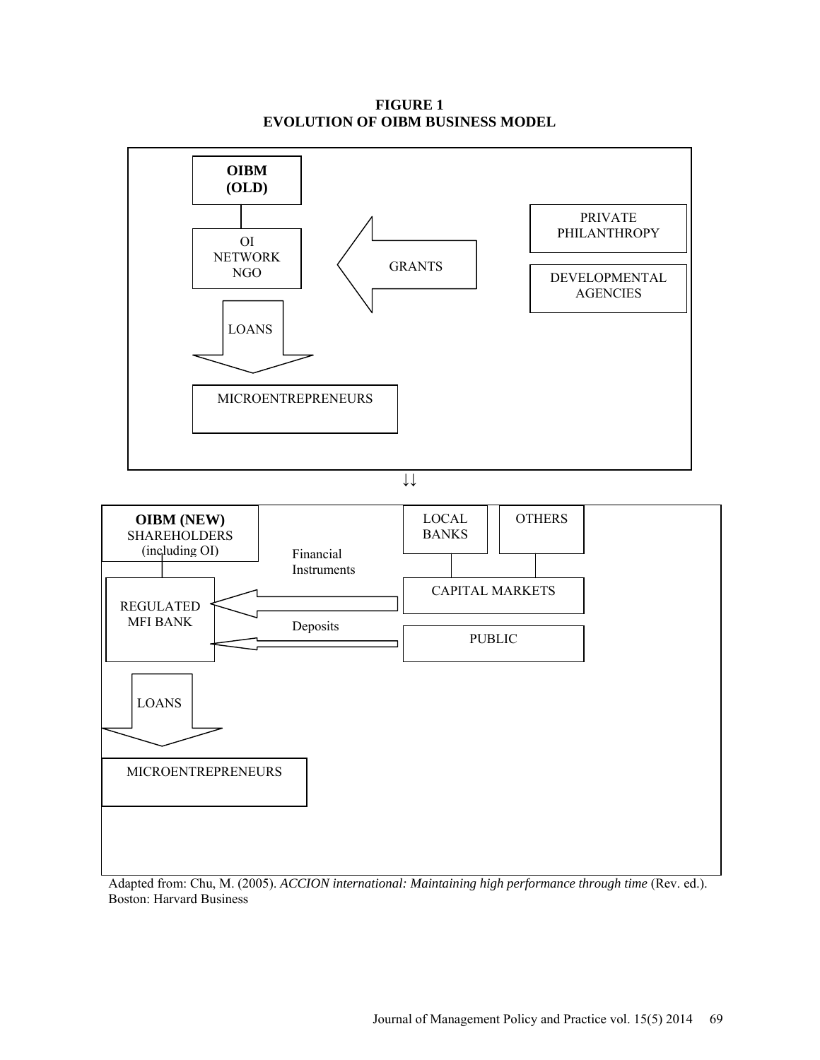**FIGURE 1**
**EVOLUTION OF OIBM BUSINESS MODEL**

**OIBM (OLD)**

OI NETWORK NGO

GRANTS

PRIVATE PHILANTHROPY

DEVELOPMENTAL AGENCIES

LOANS

MICROENTREPRENEURS

↓↓

**OIBM (NEW)** SHAREHOLDERS (including OI)

LOCAL BANKS

OTHERS

Financial Instruments

REGULATED MFI BANK

CAPITAL MARKETS

Deposits

PUBLIC

LOANS

MICROENTREPRENEURS

Adapted from: Chu, M. (2005). *ACCION international: Maintaining high performance through time* (Rev. ed.). Boston: Harvard Business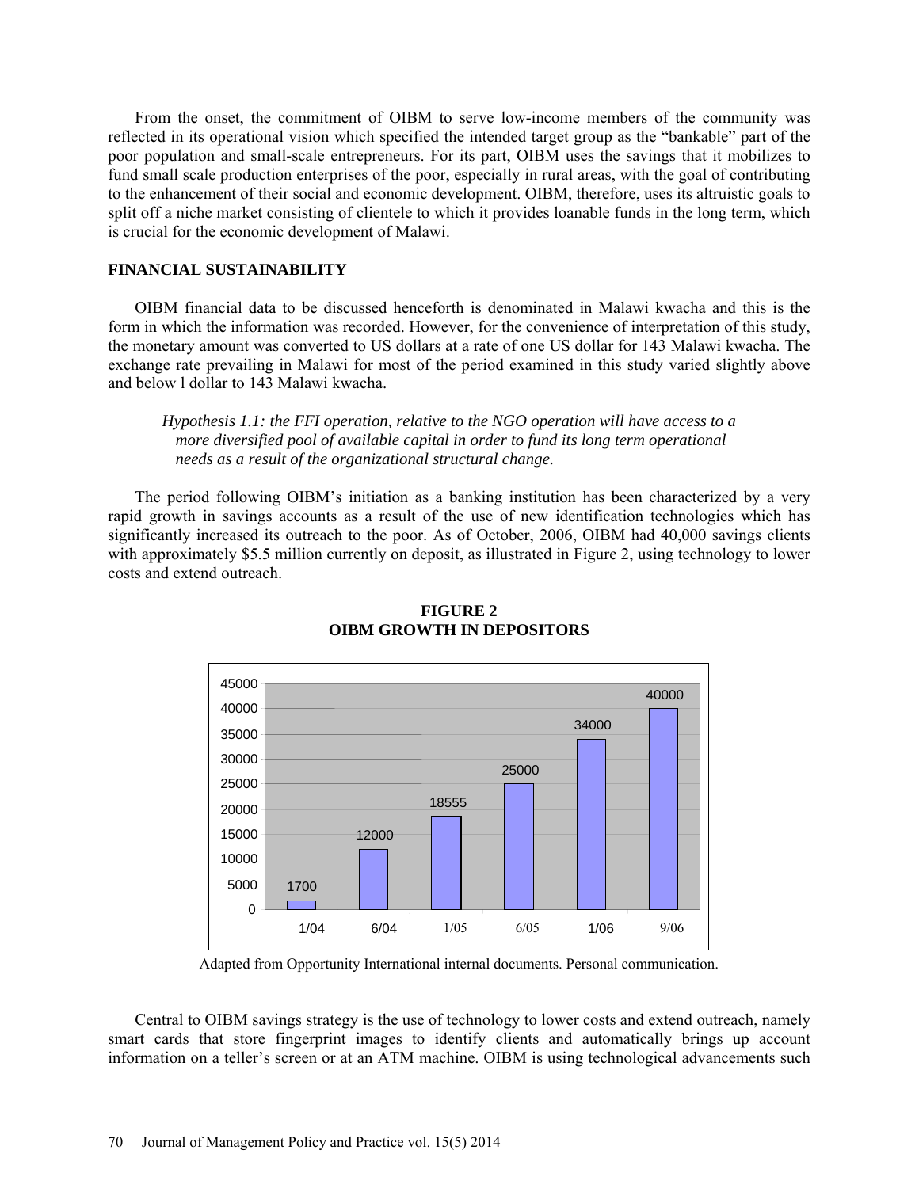From the onset, the commitment of OIBM to serve low-income members of the community was reflected in its operational vision which specified the intended target group as the "bankable" part of the poor population and small-scale entrepreneurs. For its part, OIBM uses the savings that it mobilizes to fund small scale production enterprises of the poor, especially in rural areas, with the goal of contributing to the enhancement of their social and economic development. OIBM, therefore, uses its altruistic goals to split off a niche market consisting of clientele to which it provides loanable funds in the long term, which is crucial for the economic development of Malawi.

## FINANCIAL SUSTAINABILITY

OIBM financial data to be discussed henceforth is denominated in Malawi kwacha and this is the form in which the information was recorded. However, for the convenience of interpretation of this study, the monetary amount was converted to US dollars at a rate of one US dollar for 143 Malawi kwacha. The exchange rate prevailing in Malawi for most of the period examined in this study varied slightly above and below l dollar to 143 Malawi kwacha.

> *Hypothesis 1.1: the FFI operation, relative to the NGO operation will have access to a more diversified pool of available capital in order to fund its long term operational needs as a result of the organizational structural change.*

The period following OIBM's initiation as a banking institution has been characterized by a very rapid growth in savings accounts as a result of the use of new identification technologies which has significantly increased its outreach to the poor. As of October, 2006, OIBM had 40,000 savings clients with approximately $5.5 million currently on deposit, as illustrated in Figure 2, using technology to lower costs and extend outreach.

**FIGURE 2**
**OIBM GROWTH IN DEPOSITORS**

| Date | Depositors |
|---|---|
| 1/04 | 1700 |
| 6/04 | 12000 |
| 1/05 | 18555 |
| 6/05 | 25000 |
| 1/06 | 34000 |
| 9/06 | 40000 |

Adapted from Opportunity International internal documents. Personal communication.

Central to OIBM savings strategy is the use of technology to lower costs and extend outreach, namely smart cards that store fingerprint images to identify clients and automatically brings up account information on a teller's screen or at an ATM machine. OIBM is using technological advancements such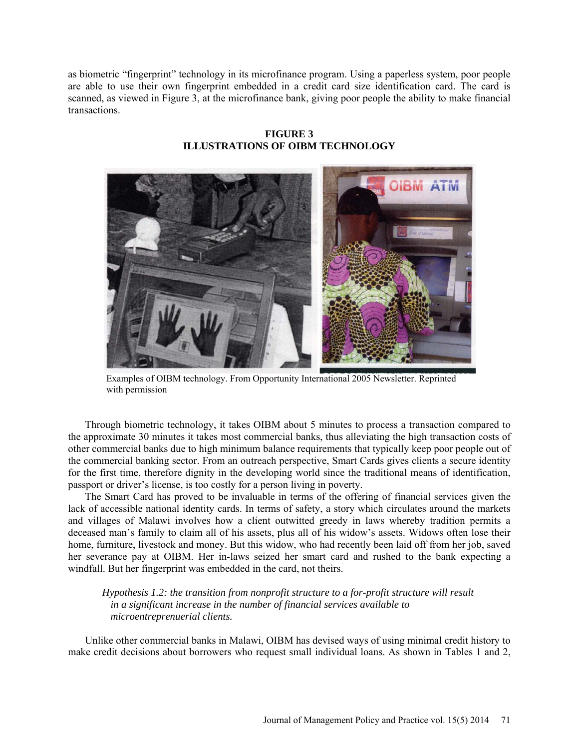as biometric "fingerprint" technology in its microfinance program. Using a paperless system, poor people are able to use their own fingerprint embedded in a credit card size identification card. The card is scanned, as viewed in Figure 3, at the microfinance bank, giving poor people the ability to make financial transactions.

**FIGURE 3**
**ILLUSTRATIONS OF OIBM TECHNOLOGY**

Examples of OIBM technology. From Opportunity International 2005 Newsletter. Reprinted with permission

Through biometric technology, it takes OIBM about 5 minutes to process a transaction compared to the approximate 30 minutes it takes most commercial banks, thus alleviating the high transaction costs of other commercial banks due to high minimum balance requirements that typically keep poor people out of the commercial banking sector. From an outreach perspective, Smart Cards gives clients a secure identity for the first time, therefore dignity in the developing world since the traditional means of identification, passport or driver's license, is too costly for a person living in poverty.

The Smart Card has proved to be invaluable in terms of the offering of financial services given the lack of accessible national identity cards. In terms of safety, a story which circulates around the markets and villages of Malawi involves how a client outwitted greedy in laws whereby tradition permits a deceased man's family to claim all of his assets, plus all of his widow's assets. Widows often lose their home, furniture, livestock and money. But this widow, who had recently been laid off from her job, saved her severance pay at OIBM. Her in-laws seized her smart card and rushed to the bank expecting a windfall. But her fingerprint was embedded in the card, not theirs.

*Hypothesis 1.2: the transition from nonprofit structure to a for-profit structure will result in a significant increase in the number of financial services available to microentreprenuerial clients.*

Unlike other commercial banks in Malawi, OIBM has devised ways of using minimal credit history to make credit decisions about borrowers who request small individual loans. As shown in Tables 1 and 2,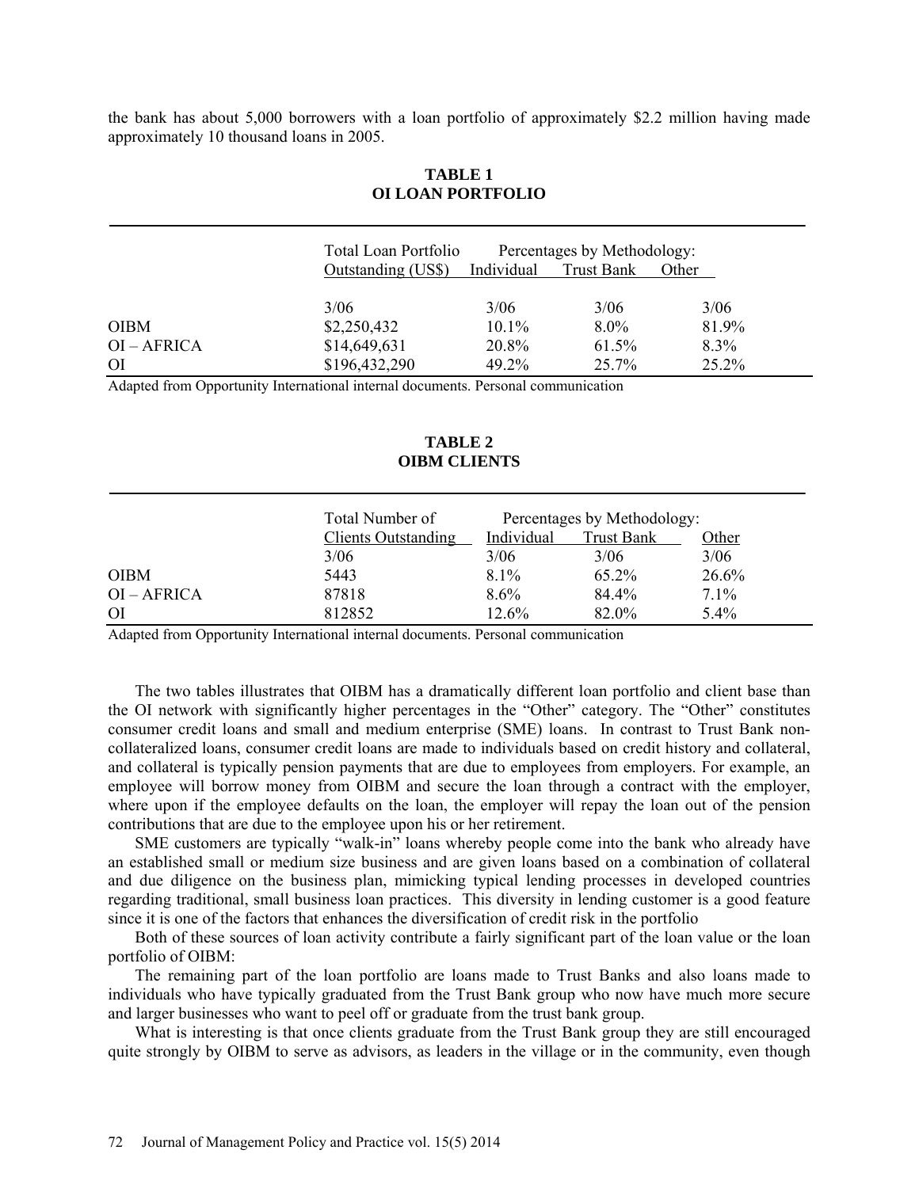the bank has about 5,000 borrowers with a loan portfolio of approximately $2.2 million having made approximately 10 thousand loans in 2005.

**TABLE 1**
**OI LOAN PORTFOLIO**

| | Total Loan Portfolio Outstanding (US$) | Percentages by Methodology: Individual | Trust Bank | Other |
|---|---|---|---|---|
| | 3/06 | 3/06 | 3/06 | 3/06 |
| OIBM | $2,250,432 | 10.1% | 8.0% | 81.9% |
| OI – AFRICA | $14,649,631 | 20.8% | 61.5% | 8.3% |
| OI | $196,432,290 | 49.2% | 25.7% | 25.2% |

Adapted from Opportunity International internal documents. Personal communication

**TABLE 2**
**OIBM CLIENTS**

| | Total Number of Clients Outstanding | Percentages by Methodology: Individual | Trust Bank | Other |
|---|---|---|---|---|
| | 3/06 | 3/06 | 3/06 | 3/06 |
| OIBM | 5443 | 8.1% | 65.2% | 26.6% |
| OI – AFRICA | 87818 | 8.6% | 84.4% | 7.1% |
| OI | 812852 | 12.6% | 82.0% | 5.4% |

Adapted from Opportunity International internal documents. Personal communication

The two tables illustrates that OIBM has a dramatically different loan portfolio and client base than the OI network with significantly higher percentages in the "Other" category. The "Other" constitutes consumer credit loans and small and medium enterprise (SME) loans. In contrast to Trust Bank non-collateralized loans, consumer credit loans are made to individuals based on credit history and collateral, and collateral is typically pension payments that are due to employees from employers. For example, an employee will borrow money from OIBM and secure the loan through a contract with the employer, where upon if the employee defaults on the loan, the employer will repay the loan out of the pension contributions that are due to the employee upon his or her retirement.

SME customers are typically "walk-in" loans whereby people come into the bank who already have an established small or medium size business and are given loans based on a combination of collateral and due diligence on the business plan, mimicking typical lending processes in developed countries regarding traditional, small business loan practices. This diversity in lending customer is a good feature since it is one of the factors that enhances the diversification of credit risk in the portfolio

Both of these sources of loan activity contribute a fairly significant part of the loan value or the loan portfolio of OIBM:

The remaining part of the loan portfolio are loans made to Trust Banks and also loans made to individuals who have typically graduated from the Trust Bank group who now have much more secure and larger businesses who want to peel off or graduate from the trust bank group.

What is interesting is that once clients graduate from the Trust Bank group they are still encouraged quite strongly by OIBM to serve as advisors, as leaders in the village or in the community, even though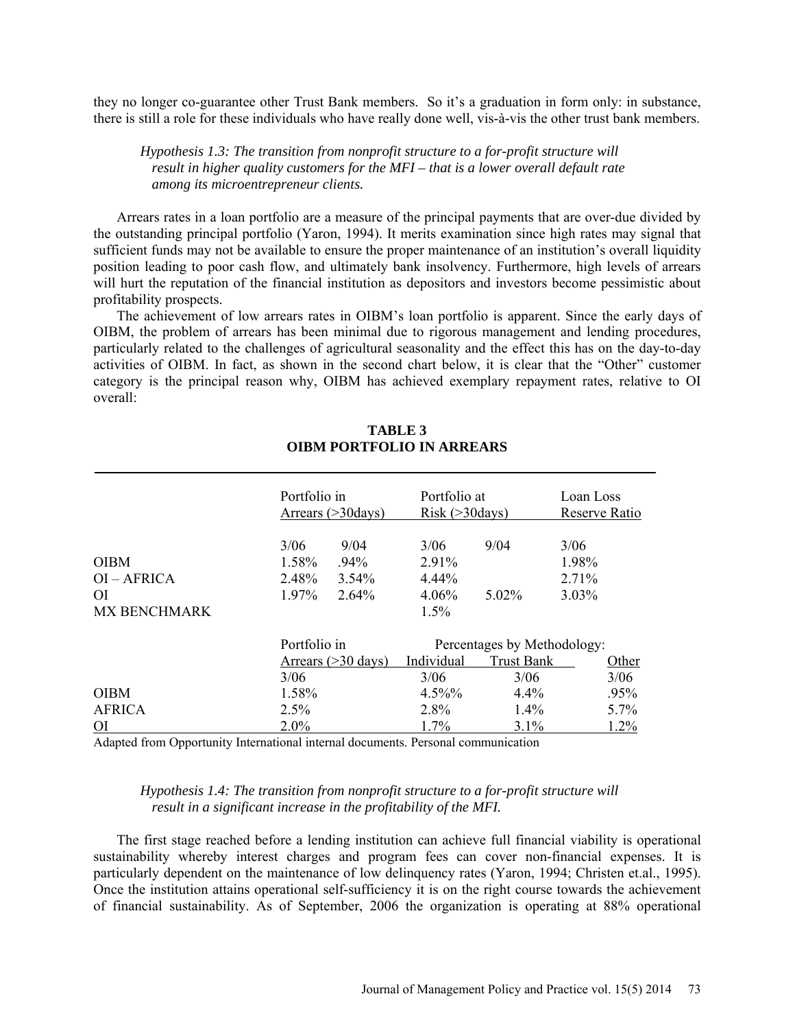they no longer co-guarantee other Trust Bank members. So it's a graduation in form only: in substance, there is still a role for these individuals who have really done well, vis-à-vis the other trust bank members.

*Hypothesis 1.3: The transition from nonprofit structure to a for-profit structure will result in higher quality customers for the MFI – that is a lower overall default rate among its microentrepreneur clients.*

Arrears rates in a loan portfolio are a measure of the principal payments that are over-due divided by the outstanding principal portfolio (Yaron, 1994). It merits examination since high rates may signal that sufficient funds may not be available to ensure the proper maintenance of an institution's overall liquidity position leading to poor cash flow, and ultimately bank insolvency. Furthermore, high levels of arrears will hurt the reputation of the financial institution as depositors and investors become pessimistic about profitability prospects.

The achievement of low arrears rates in OIBM's loan portfolio is apparent. Since the early days of OIBM, the problem of arrears has been minimal due to rigorous management and lending procedures, particularly related to the challenges of agricultural seasonality and the effect this has on the day-to-day activities of OIBM. In fact, as shown in the second chart below, it is clear that the "Other" customer category is the principal reason why, OIBM has achieved exemplary repayment rates, relative to OI overall:

**TABLE 3**
**OIBM PORTFOLIO IN ARREARS**

| | Portfolio in Arrears (>30days) | | Portfolio at Risk (>30days) | | Loan Loss Reserve Ratio |
|---|---|---|---|---|---|
| | 3/06 | 9/04 | 3/06 | 9/04 | 3/06 |
| OIBM | 1.58% | .94% | 2.91% | | 1.98% |
| OI – AFRICA | 2.48% | 3.54% | 4.44% | | 2.71% |
| OI | 1.97% | 2.64% | 4.06% | 5.02% | 3.03% |
| MX BENCHMARK | | | 1.5% | | |

| | Portfolio in Arrears (>30 days) | Percentages by Methodology: Individual | Trust Bank | Other |
|---|---|---|---|---|
| | 3/06 | 3/06 | 3/06 | 3/06 |
| OIBM | 1.58% | 4.5%% | 4.4% | .95% |
| AFRICA | 2.5% | 2.8% | 1.4% | 5.7% |
| OI | 2.0% | 1.7% | 3.1% | 1.2% |

Adapted from Opportunity International internal documents. Personal communication

*Hypothesis 1.4: The transition from nonprofit structure to a for-profit structure will result in a significant increase in the profitability of the MFI.*

The first stage reached before a lending institution can achieve full financial viability is operational sustainability whereby interest charges and program fees can cover non-financial expenses. It is particularly dependent on the maintenance of low delinquency rates (Yaron, 1994; Christen et.al., 1995). Once the institution attains operational self-sufficiency it is on the right course towards the achievement of financial sustainability. As of September, 2006 the organization is operating at 88% operational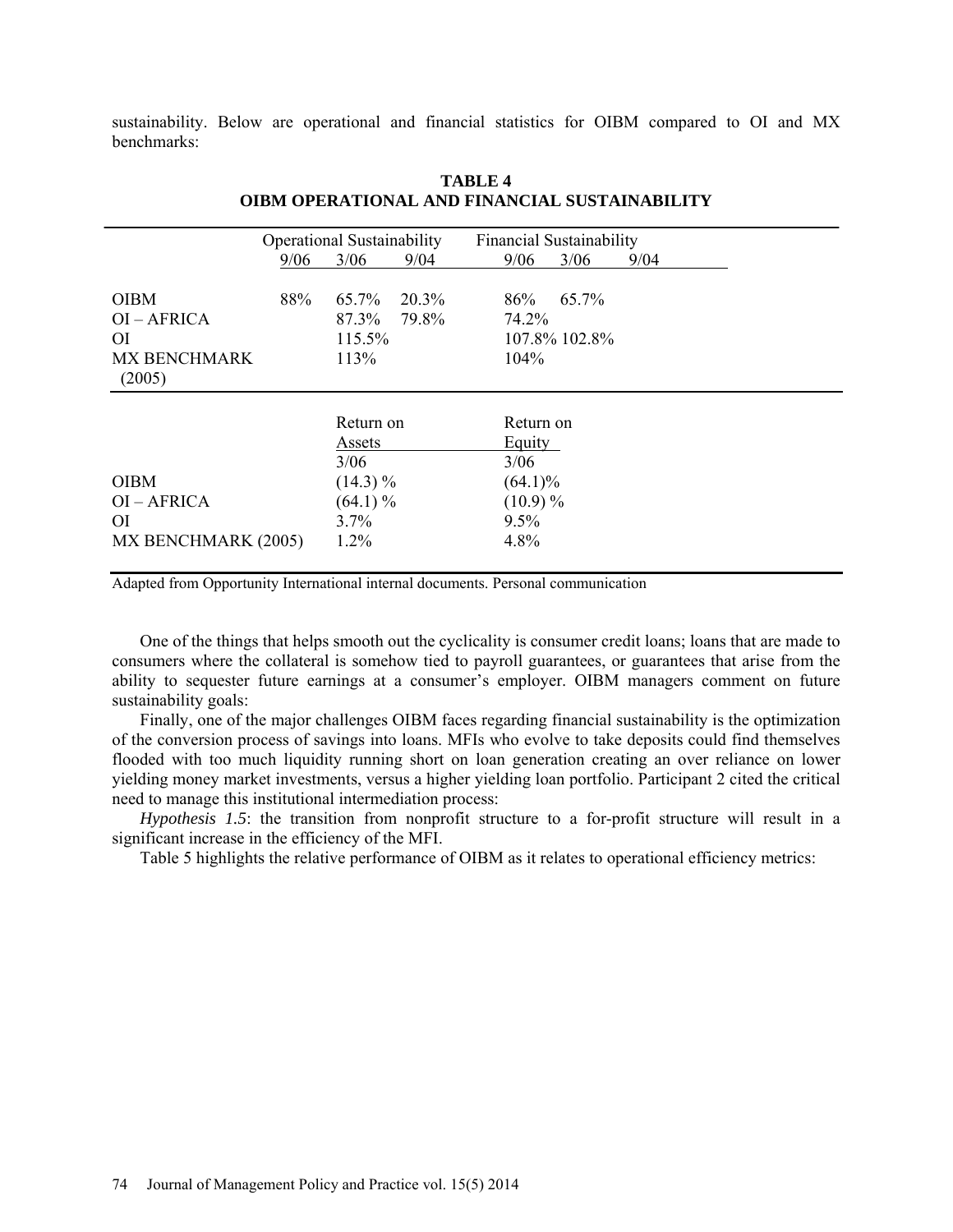sustainability. Below are operational and financial statistics for OIBM compared to OI and MX benchmarks:

**TABLE 4**
**OIBM OPERATIONAL AND FINANCIAL SUSTAINABILITY**

| | Operational Sustainability | | | Financial Sustainability | | |
|---|---|---|---|---|---|---|
| | 9/06 | 3/06 | 9/04 | 9/06 | 3/06 | 9/04 |
| OIBM | 88% | 65.7% | 20.3% | 86% | 65.7% | |
| OI – AFRICA | | 87.3% | 79.8% | 74.2% | | |
| OI | | 115.5% | | 107.8% | 102.8% | |
| MX BENCHMARK (2005) | | 113% | | 104% | | |

| | Return on Assets | Return on Equity |
|---|---|---|
| | 3/06 | 3/06 |
| OIBM | (14.3) % | (64.1)% |
| OI – AFRICA | (64.1) % | (10.9) % |
| OI | 3.7% | 9.5% |
| MX BENCHMARK (2005) | 1.2% | 4.8% |

Adapted from Opportunity International internal documents. Personal communication

One of the things that helps smooth out the cyclicality is consumer credit loans; loans that are made to consumers where the collateral is somehow tied to payroll guarantees, or guarantees that arise from the ability to sequester future earnings at a consumer's employer. OIBM managers comment on future sustainability goals:

Finally, one of the major challenges OIBM faces regarding financial sustainability is the optimization of the conversion process of savings into loans. MFIs who evolve to take deposits could find themselves flooded with too much liquidity running short on loan generation creating an over reliance on lower yielding money market investments, versus a higher yielding loan portfolio. Participant 2 cited the critical need to manage this institutional intermediation process:

*Hypothesis 1.5*: the transition from nonprofit structure to a for-profit structure will result in a significant increase in the efficiency of the MFI.

Table 5 highlights the relative performance of OIBM as it relates to operational efficiency metrics: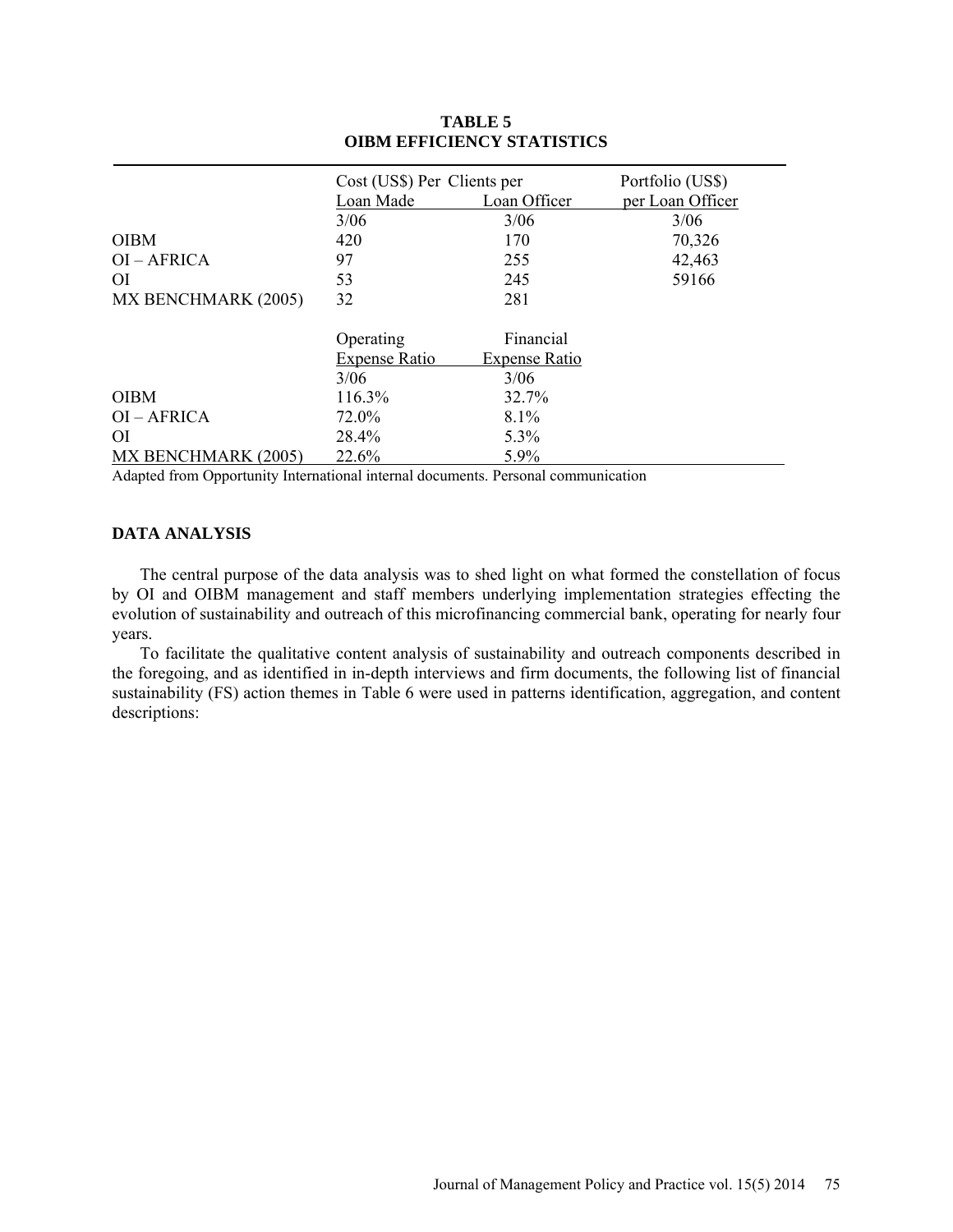**TABLE 5**
**OIBM EFFICIENCY STATISTICS**

| | Cost (US$) Per Loan Made 3/06 | Clients per Loan Officer 3/06 | Portfolio (US$) per Loan Officer 3/06 |
|---|---|---|---|
| OIBM | 420 | 170 | 70,326 |
| OI – AFRICA | 97 | 255 | 42,463 |
| OI | 53 | 245 | 59166 |
| MX BENCHMARK (2005) | 32 | 281 | |

| | Operating Expense Ratio 3/06 | Financial Expense Ratio 3/06 |
|---|---|---|
| OIBM | 116.3% | 32.7% |
| OI – AFRICA | 72.0% | 8.1% |
| OI | 28.4% | 5.3% |
| MX BENCHMARK (2005) | 22.6% | 5.9% |

Adapted from Opportunity International internal documents. Personal communication

## DATA ANALYSIS

The central purpose of the data analysis was to shed light on what formed the constellation of focus by OI and OIBM management and staff members underlying implementation strategies effecting the evolution of sustainability and outreach of this microfinancing commercial bank, operating for nearly four years.

To facilitate the qualitative content analysis of sustainability and outreach components described in the foregoing, and as identified in in-depth interviews and firm documents, the following list of financial sustainability (FS) action themes in Table 6 were used in patterns identification, aggregation, and content descriptions: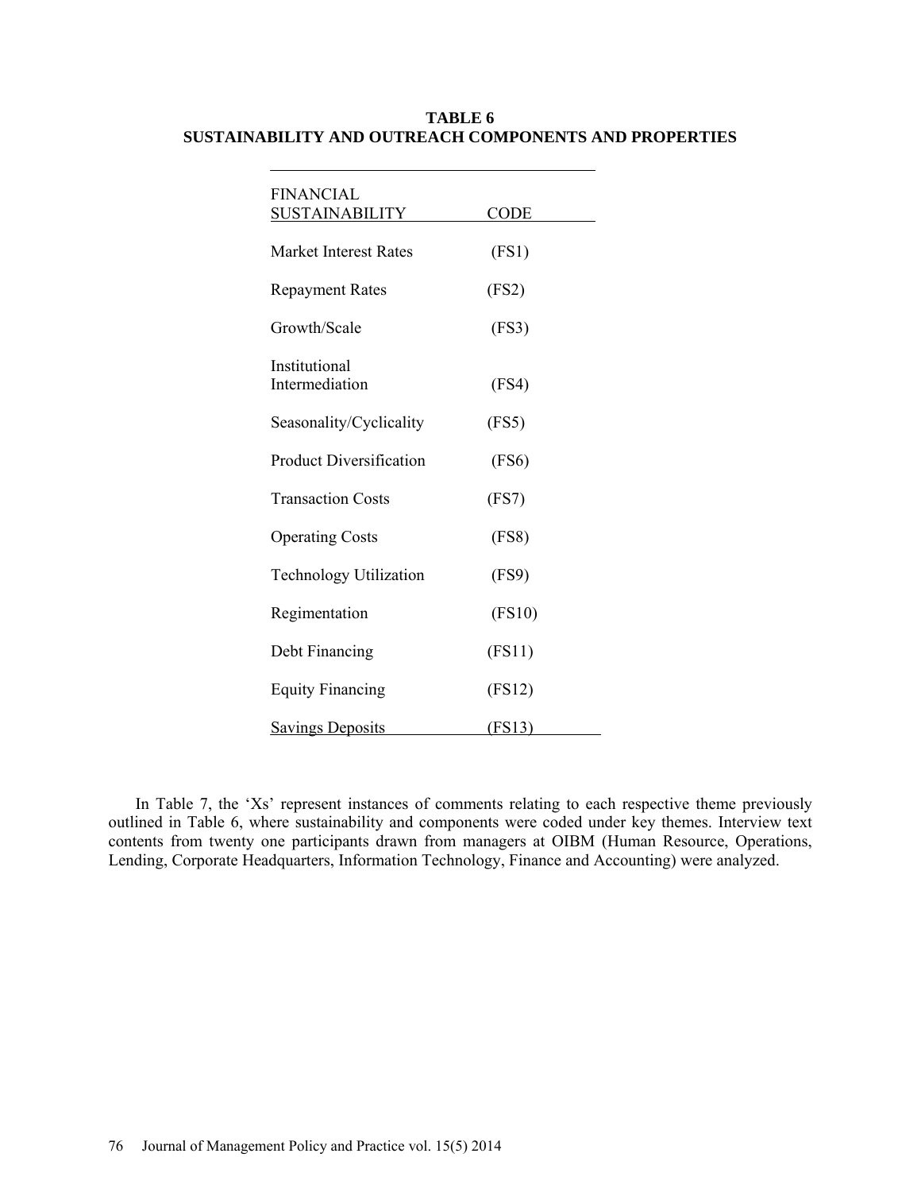**TABLE 6**
**SUSTAINABILITY AND OUTREACH COMPONENTS AND PROPERTIES**

| FINANCIAL SUSTAINABILITY | CODE |
|---|---|
| Market Interest Rates | (FS1) |
| Repayment Rates | (FS2) |
| Growth/Scale | (FS3) |
| Institutional Intermediation | (FS4) |
| Seasonality/Cyclicality | (FS5) |
| Product Diversification | (FS6) |
| Transaction Costs | (FS7) |
| Operating Costs | (FS8) |
| Technology Utilization | (FS9) |
| Regimentation | (FS10) |
| Debt Financing | (FS11) |
| Equity Financing | (FS12) |
| Savings Deposits | (FS13) |

In Table 7, the 'Xs' represent instances of comments relating to each respective theme previously outlined in Table 6, where sustainability and components were coded under key themes. Interview text contents from twenty one participants drawn from managers at OIBM (Human Resource, Operations, Lending, Corporate Headquarters, Information Technology, Finance and Accounting) were analyzed.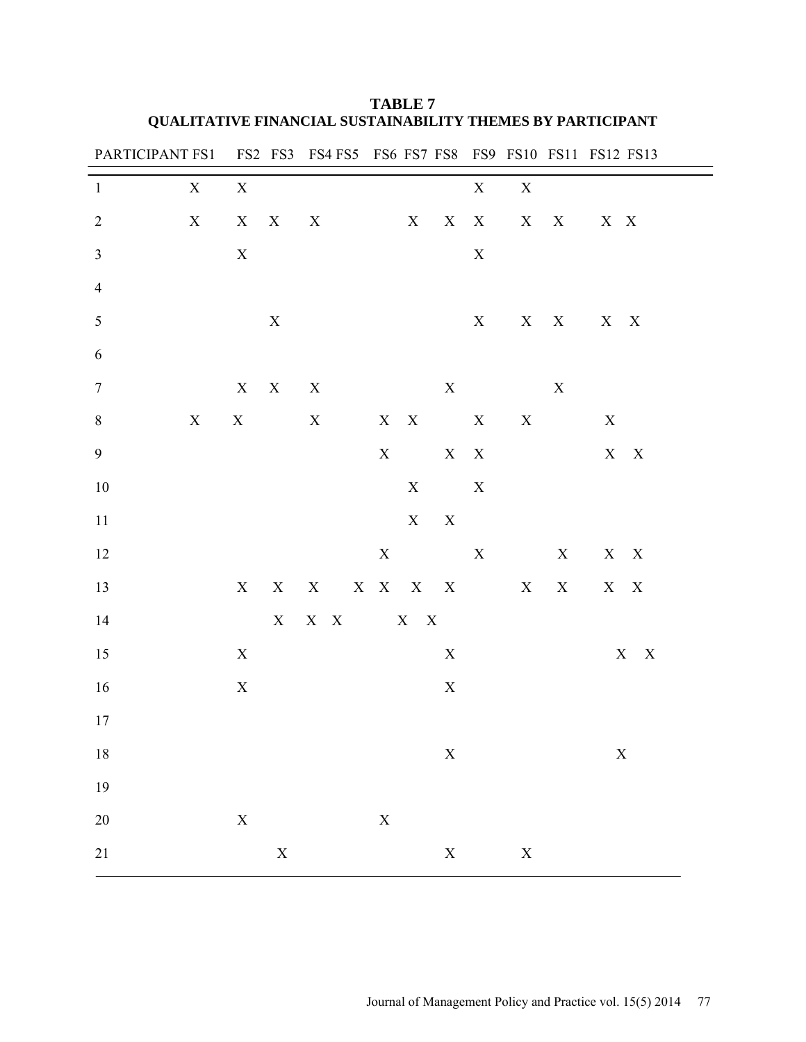**TABLE 7**
**QUALITATIVE FINANCIAL SUSTAINABILITY THEMES BY PARTICIPANT**

| PARTICIPANT | FS1 | FS2 | FS3 | FS4 | FS5 | FS6 | FS7 | FS8 | FS9 | FS10 | FS11 | FS12 | FS13 |
|---|---|---|---|---|---|---|---|---|---|---|---|---|---|
| 1 | X | X | | | | | | | X | X | | | |
| 2 | X | X | X | X | | | X | X | X | X | X | X | X |
| 3 | | X | | | | | | | X | | | | |
| 4 | | | | | | | | | | | | | |
| 5 | | | X | | | | | | X | X | X | X | X |
| 6 | | | | | | | | | | | | | |
| 7 | | X | X | X | | | | X | | | X | | |
| 8 | X | X | | X | | X | X | | X | X | | X | |
| 9 | | | | | | X | | X | X | | | X | X |
| 10 | | | | | | | X | | X | | | | |
| 11 | | | | | | | X | X | | | | | |
| 12 | | | | | | X | | | X | | X | X | X |
| 13 | | X | X | X | X | X | X | X | | X | X | X | X |
| 14 | | | X | X | X | | X | X | | | | | |
| 15 | | X | | | | | | X | | | | X | X |
| 16 | | X | | | | | | X | | | | | |
| 17 | | | | | | | | | | | | | |
| 18 | | | | | | | | X | | | | X | |
| 19 | | | | | | | | | | | | | |
| 20 | | X | | | | X | | | | | | | |
| 21 | | | X | | | | | X | | X | | | |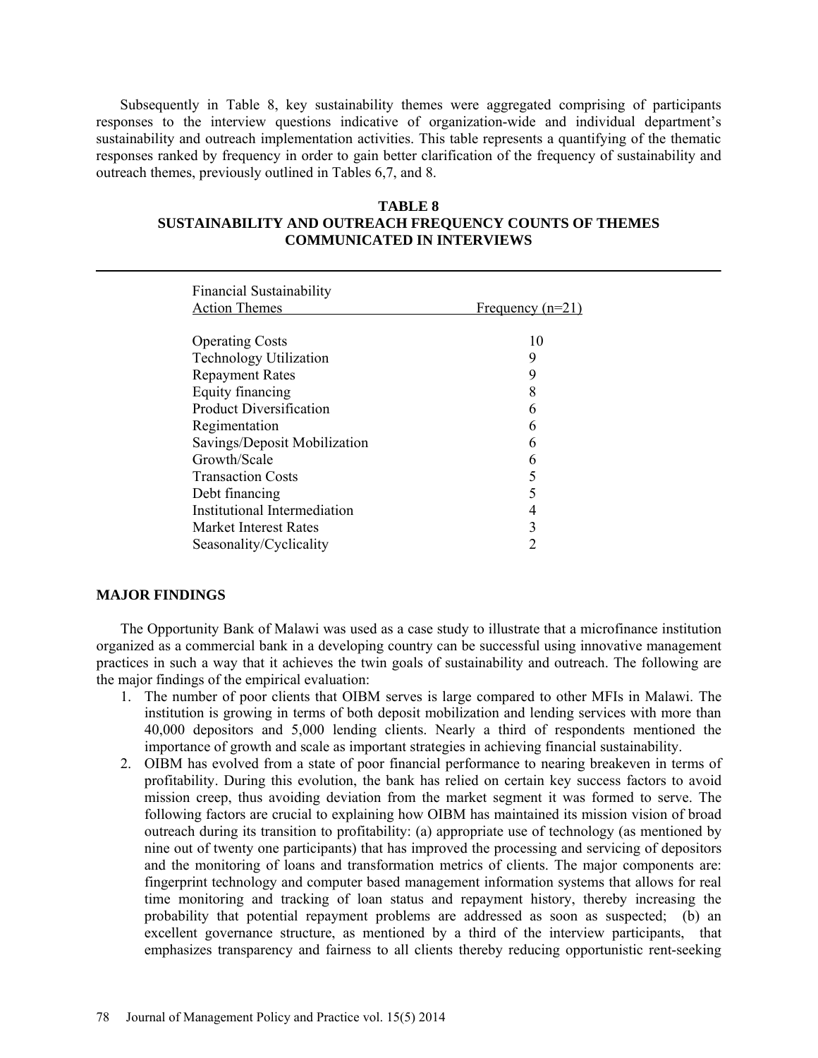Subsequently in Table 8, key sustainability themes were aggregated comprising of participants responses to the interview questions indicative of organization-wide and individual department's sustainability and outreach implementation activities. This table represents a quantifying of the thematic responses ranked by frequency in order to gain better clarification of the frequency of sustainability and outreach themes, previously outlined in Tables 6,7, and 8.

**TABLE 8**
**SUSTAINABILITY AND OUTREACH FREQUENCY COUNTS OF THEMES COMMUNICATED IN INTERVIEWS**

| Financial Sustainability Action Themes | Frequency (n=21) |
|---|---|
| Operating Costs | 10 |
| Technology Utilization | 9 |
| Repayment Rates | 9 |
| Equity financing | 8 |
| Product Diversification | 6 |
| Regimentation | 6 |
| Savings/Deposit Mobilization | 6 |
| Growth/Scale | 6 |
| Transaction Costs | 5 |
| Debt financing | 5 |
| Institutional Intermediation | 4 |
| Market Interest Rates | 3 |
| Seasonality/Cyclicality | 2 |

## MAJOR FINDINGS

The Opportunity Bank of Malawi was used as a case study to illustrate that a microfinance institution organized as a commercial bank in a developing country can be successful using innovative management practices in such a way that it achieves the twin goals of sustainability and outreach. The following are the major findings of the empirical evaluation:

1. The number of poor clients that OIBM serves is large compared to other MFIs in Malawi. The institution is growing in terms of both deposit mobilization and lending services with more than 40,000 depositors and 5,000 lending clients. Nearly a third of respondents mentioned the importance of growth and scale as important strategies in achieving financial sustainability.
2. OIBM has evolved from a state of poor financial performance to nearing breakeven in terms of profitability. During this evolution, the bank has relied on certain key success factors to avoid mission creep, thus avoiding deviation from the market segment it was formed to serve. The following factors are crucial to explaining how OIBM has maintained its mission vision of broad outreach during its transition to profitability: (a) appropriate use of technology (as mentioned by nine out of twenty one participants) that has improved the processing and servicing of depositors and the monitoring of loans and transformation metrics of clients. The major components are: fingerprint technology and computer based management information systems that allows for real time monitoring and tracking of loan status and repayment history, thereby increasing the probability that potential repayment problems are addressed as soon as suspected; (b) an excellent governance structure, as mentioned by a third of the interview participants, that emphasizes transparency and fairness to all clients thereby reducing opportunistic rent-seeking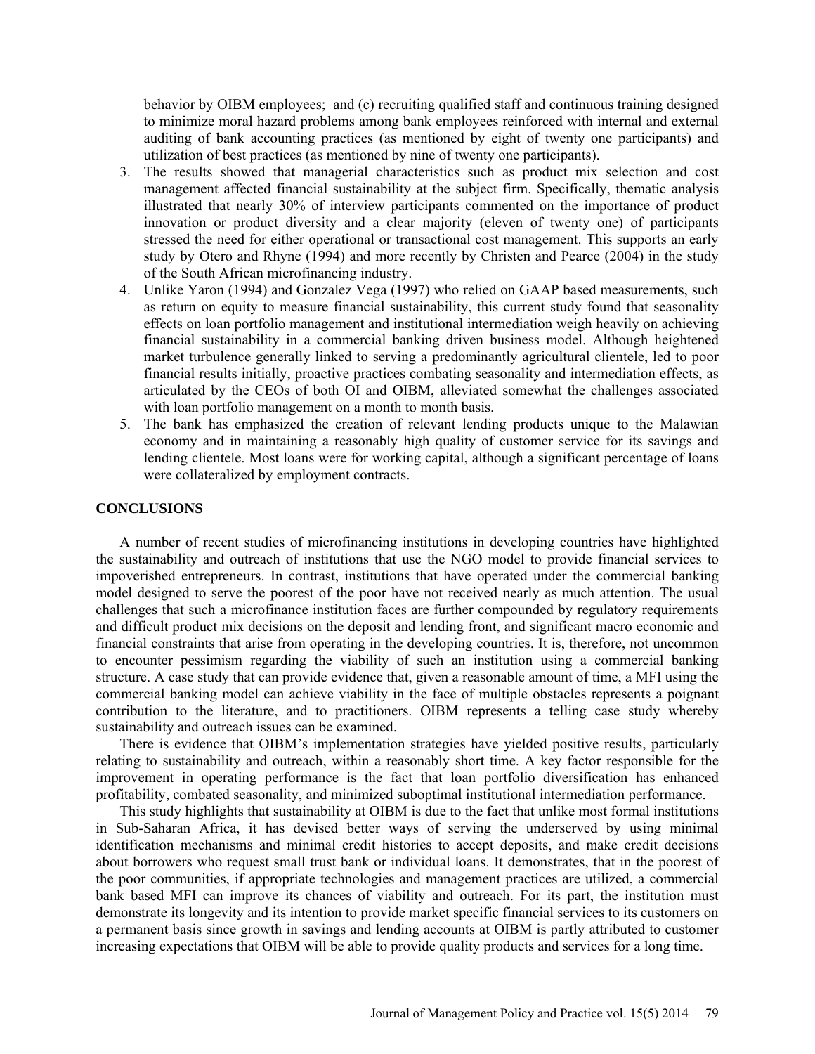behavior by OIBM employees; and (c) recruiting qualified staff and continuous training designed to minimize moral hazard problems among bank employees reinforced with internal and external auditing of bank accounting practices (as mentioned by eight of twenty one participants) and utilization of best practices (as mentioned by nine of twenty one participants).

3. The results showed that managerial characteristics such as product mix selection and cost management affected financial sustainability at the subject firm. Specifically, thematic analysis illustrated that nearly 30% of interview participants commented on the importance of product innovation or product diversity and a clear majority (eleven of twenty one) of participants stressed the need for either operational or transactional cost management. This supports an early study by Otero and Rhyne (1994) and more recently by Christen and Pearce (2004) in the study of the South African microfinancing industry.
4. Unlike Yaron (1994) and Gonzalez Vega (1997) who relied on GAAP based measurements, such as return on equity to measure financial sustainability, this current study found that seasonality effects on loan portfolio management and institutional intermediation weigh heavily on achieving financial sustainability in a commercial banking driven business model. Although heightened market turbulence generally linked to serving a predominantly agricultural clientele, led to poor financial results initially, proactive practices combating seasonality and intermediation effects, as articulated by the CEOs of both OI and OIBM, alleviated somewhat the challenges associated with loan portfolio management on a month to month basis.
5. The bank has emphasized the creation of relevant lending products unique to the Malawian economy and in maintaining a reasonably high quality of customer service for its savings and lending clientele. Most loans were for working capital, although a significant percentage of loans were collateralized by employment contracts.

## CONCLUSIONS

A number of recent studies of microfinancing institutions in developing countries have highlighted the sustainability and outreach of institutions that use the NGO model to provide financial services to impoverished entrepreneurs. In contrast, institutions that have operated under the commercial banking model designed to serve the poorest of the poor have not received nearly as much attention. The usual challenges that such a microfinance institution faces are further compounded by regulatory requirements and difficult product mix decisions on the deposit and lending front, and significant macro economic and financial constraints that arise from operating in the developing countries. It is, therefore, not uncommon to encounter pessimism regarding the viability of such an institution using a commercial banking structure. A case study that can provide evidence that, given a reasonable amount of time, a MFI using the commercial banking model can achieve viability in the face of multiple obstacles represents a poignant contribution to the literature, and to practitioners. OIBM represents a telling case study whereby sustainability and outreach issues can be examined.

There is evidence that OIBM's implementation strategies have yielded positive results, particularly relating to sustainability and outreach, within a reasonably short time. A key factor responsible for the improvement in operating performance is the fact that loan portfolio diversification has enhanced profitability, combated seasonality, and minimized suboptimal institutional intermediation performance.

This study highlights that sustainability at OIBM is due to the fact that unlike most formal institutions in Sub-Saharan Africa, it has devised better ways of serving the underserved by using minimal identification mechanisms and minimal credit histories to accept deposits, and make credit decisions about borrowers who request small trust bank or individual loans. It demonstrates, that in the poorest of the poor communities, if appropriate technologies and management practices are utilized, a commercial bank based MFI can improve its chances of viability and outreach. For its part, the institution must demonstrate its longevity and its intention to provide market specific financial services to its customers on a permanent basis since growth in savings and lending accounts at OIBM is partly attributed to customer increasing expectations that OIBM will be able to provide quality products and services for a long time.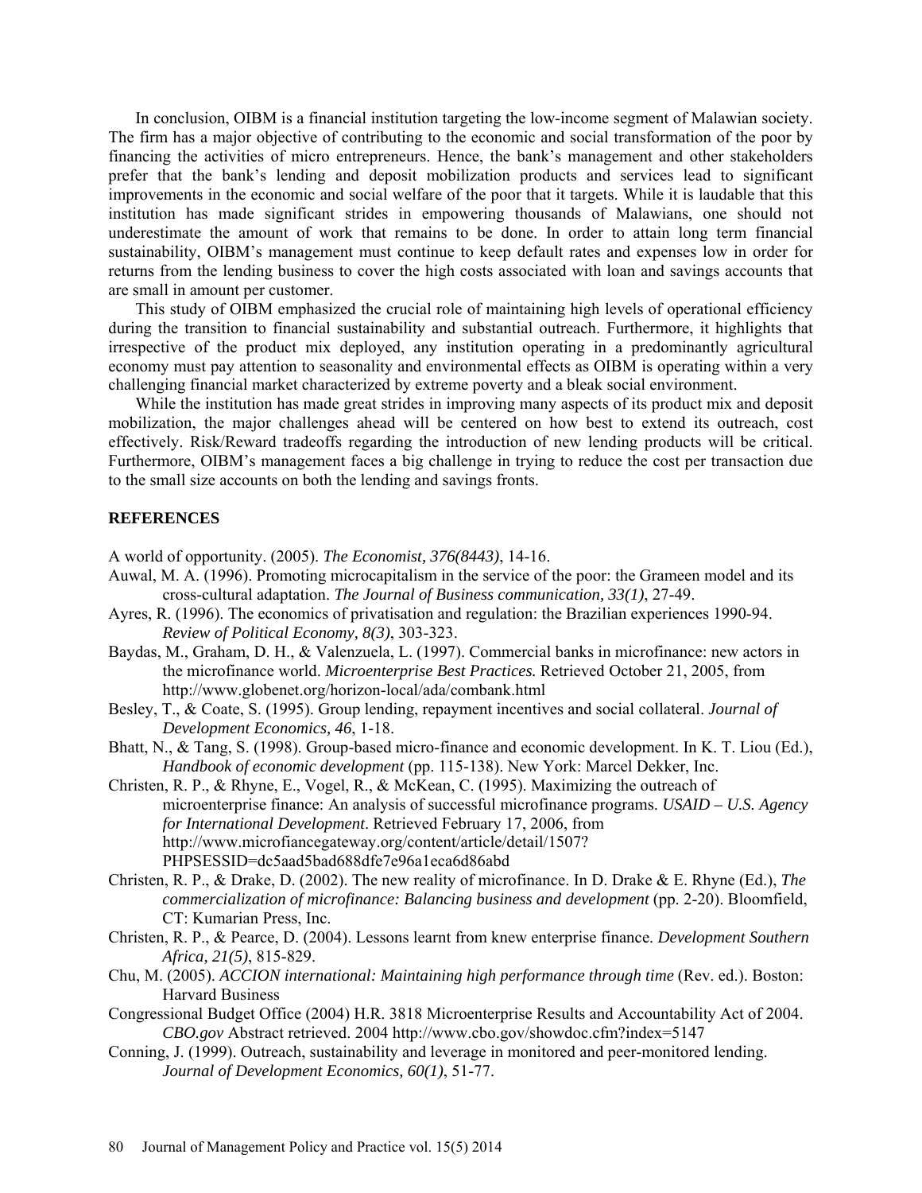In conclusion, OIBM is a financial institution targeting the low-income segment of Malawian society. The firm has a major objective of contributing to the economic and social transformation of the poor by financing the activities of micro entrepreneurs. Hence, the bank's management and other stakeholders prefer that the bank's lending and deposit mobilization products and services lead to significant improvements in the economic and social welfare of the poor that it targets. While it is laudable that this institution has made significant strides in empowering thousands of Malawians, one should not underestimate the amount of work that remains to be done. In order to attain long term financial sustainability, OIBM's management must continue to keep default rates and expenses low in order for returns from the lending business to cover the high costs associated with loan and savings accounts that are small in amount per customer.

This study of OIBM emphasized the crucial role of maintaining high levels of operational efficiency during the transition to financial sustainability and substantial outreach. Furthermore, it highlights that irrespective of the product mix deployed, any institution operating in a predominantly agricultural economy must pay attention to seasonality and environmental effects as OIBM is operating within a very challenging financial market characterized by extreme poverty and a bleak social environment.

While the institution has made great strides in improving many aspects of its product mix and deposit mobilization, the major challenges ahead will be centered on how best to extend its outreach, cost effectively. Risk/Reward tradeoffs regarding the introduction of new lending products will be critical. Furthermore, OIBM's management faces a big challenge in trying to reduce the cost per transaction due to the small size accounts on both the lending and savings fronts.

## REFERENCES

A world of opportunity. (2005). *The Economist, 376(8443)*, 14-16.

Auwal, M. A. (1996). Promoting microcapitalism in the service of the poor: the Grameen model and its cross-cultural adaptation. *The Journal of Business communication, 33(1)*, 27-49.

Ayres, R. (1996). The economics of privatisation and regulation: the Brazilian experiences 1990-94. *Review of Political Economy, 8(3)*, 303-323.

Baydas, M., Graham, D. H., & Valenzuela, L. (1997). Commercial banks in microfinance: new actors in the microfinance world. *Microenterprise Best Practices.* Retrieved October 21, 2005, from http://www.globenet.org/horizon-local/ada/combank.html

Besley, T., & Coate, S. (1995). Group lending, repayment incentives and social collateral. *Journal of Development Economics, 46*, 1-18.

Bhatt, N., & Tang, S. (1998). Group-based micro-finance and economic development. In K. T. Liou (Ed.), *Handbook of economic development* (pp. 115-138). New York: Marcel Dekker, Inc.

Christen, R. P., & Rhyne, E., Vogel, R., & McKean, C. (1995). Maximizing the outreach of microenterprise finance: An analysis of successful microfinance programs. *USAID – U.S. Agency for International Development*. Retrieved February 17, 2006, from http://www.microfiancegateway.org/content/article/detail/1507?PHPSESSID=dc5aad5bad688dfe7e96a1eca6d86abd

Christen, R. P., & Drake, D. (2002). The new reality of microfinance. In D. Drake & E. Rhyne (Ed.), *The commercialization of microfinance: Balancing business and development* (pp. 2-20). Bloomfield, CT: Kumarian Press, Inc.

Christen, R. P., & Pearce, D. (2004). Lessons learnt from knew enterprise finance. *Development Southern Africa, 21(5)*, 815-829.

Chu, M. (2005). *ACCION international: Maintaining high performance through time* (Rev. ed.). Boston: Harvard Business

Congressional Budget Office (2004) H.R. 3818 Microenterprise Results and Accountability Act of 2004. *CBO.gov* Abstract retrieved. 2004 http://www.cbo.gov/showdoc.cfm?index=5147

Conning, J. (1999). Outreach, sustainability and leverage in monitored and peer-monitored lending. *Journal of Development Economics, 60(1)*, 51-77.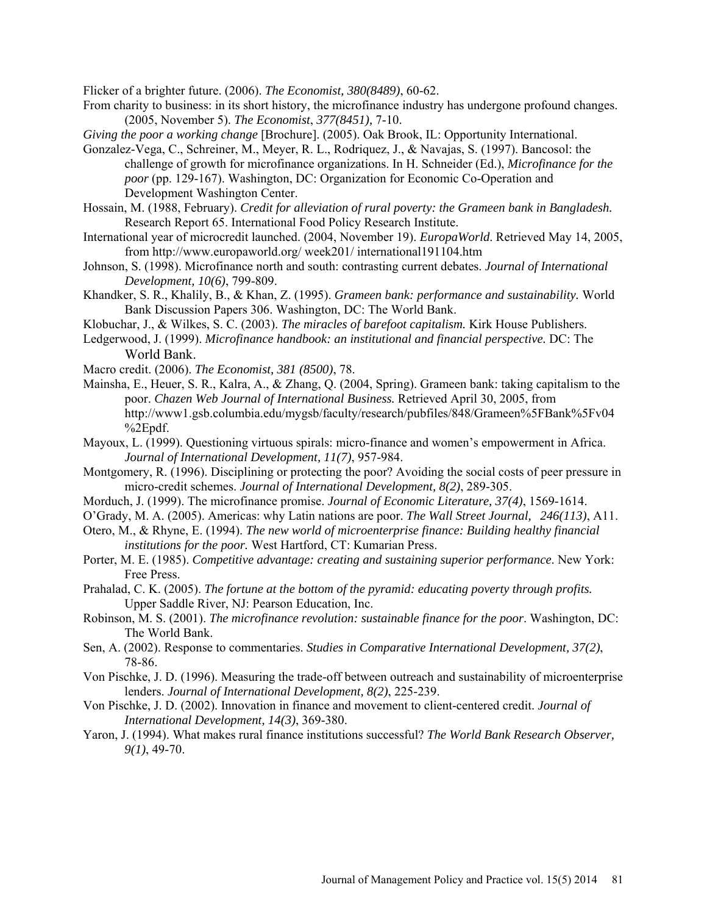Flicker of a brighter future. (2006). *The Economist, 380(8489)*, 60-62.

From charity to business: in its short history, the microfinance industry has undergone profound changes. (2005, November 5). *The Economist*, *377(8451),* 7-10.

*Giving the poor a working change* [Brochure]. (2005). Oak Brook, IL: Opportunity International.

Gonzalez-Vega, C., Schreiner, M., Meyer, R. L., Rodriquez, J., & Navajas, S. (1997). Bancosol: the challenge of growth for microfinance organizations. In H. Schneider (Ed.), *Microfinance for the poor* (pp. 129-167). Washington, DC: Organization for Economic Co-Operation and Development Washington Center.

Hossain, M. (1988, February). *Credit for alleviation of rural poverty: the Grameen bank in Bangladesh.* Research Report 65. International Food Policy Research Institute.

International year of microcredit launched. (2004, November 19). *EuropaWorld*. Retrieved May 14, 2005, from http://www.europaworld.org/ week201/ international191104.htm

Johnson, S. (1998). Microfinance north and south: contrasting current debates. *Journal of International Development, 10(6)*, 799-809.

Khandker, S. R., Khalily, B., & Khan, Z. (1995). *Grameen bank: performance and sustainability.* World Bank Discussion Papers 306. Washington, DC: The World Bank.

Klobuchar, J., & Wilkes, S. C. (2003). *The miracles of barefoot capitalism.* Kirk House Publishers.

Ledgerwood, J. (1999). *Microfinance handbook: an institutional and financial perspective.* DC: The World Bank.

Macro credit. (2006). *The Economist, 381 (8500)*, 78.

Mainsha, E., Heuer, S. R., Kalra, A., & Zhang, Q. (2004, Spring). Grameen bank: taking capitalism to the poor. *Chazen Web Journal of International Business.* Retrieved April 30, 2005, from http://www1.gsb.columbia.edu/mygsb/faculty/research/pubfiles/848/Grameen%5FBank%5Fv04%2Epdf.

Mayoux, L. (1999). Questioning virtuous spirals: micro-finance and women's empowerment in Africa. *Journal of International Development, 11(7)*, 957-984.

Montgomery, R. (1996). Disciplining or protecting the poor? Avoiding the social costs of peer pressure in micro-credit schemes. *Journal of International Development, 8(2)*, 289-305.

Morduch, J. (1999). The microfinance promise. *Journal of Economic Literature, 37(4)*, 1569-1614.

O'Grady, M. A. (2005). Americas: why Latin nations are poor. *The Wall Street Journal, 246(113)*, A11.

Otero, M., & Rhyne, E. (1994). *The new world of microenterprise finance: Building healthy financial institutions for the poor.* West Hartford, CT: Kumarian Press.

Porter, M. E. (1985). *Competitive advantage: creating and sustaining superior performance*. New York: Free Press.

Prahalad, C. K. (2005). *The fortune at the bottom of the pyramid: educating poverty through profits.* Upper Saddle River, NJ: Pearson Education, Inc.

Robinson, M. S. (2001). *The microfinance revolution: sustainable finance for the poor*. Washington, DC: The World Bank.

Sen, A. (2002). Response to commentaries. *Studies in Comparative International Development, 37(2)*, 78-86.

Von Pischke, J. D. (1996). Measuring the trade-off between outreach and sustainability of microenterprise lenders. *Journal of International Development, 8(2)*, 225-239.

Von Pischke, J. D. (2002). Innovation in finance and movement to client-centered credit. *Journal of International Development, 14(3)*, 369-380.

Yaron, J. (1994). What makes rural finance institutions successful? *The World Bank Research Observer, 9(1)*, 49-70.